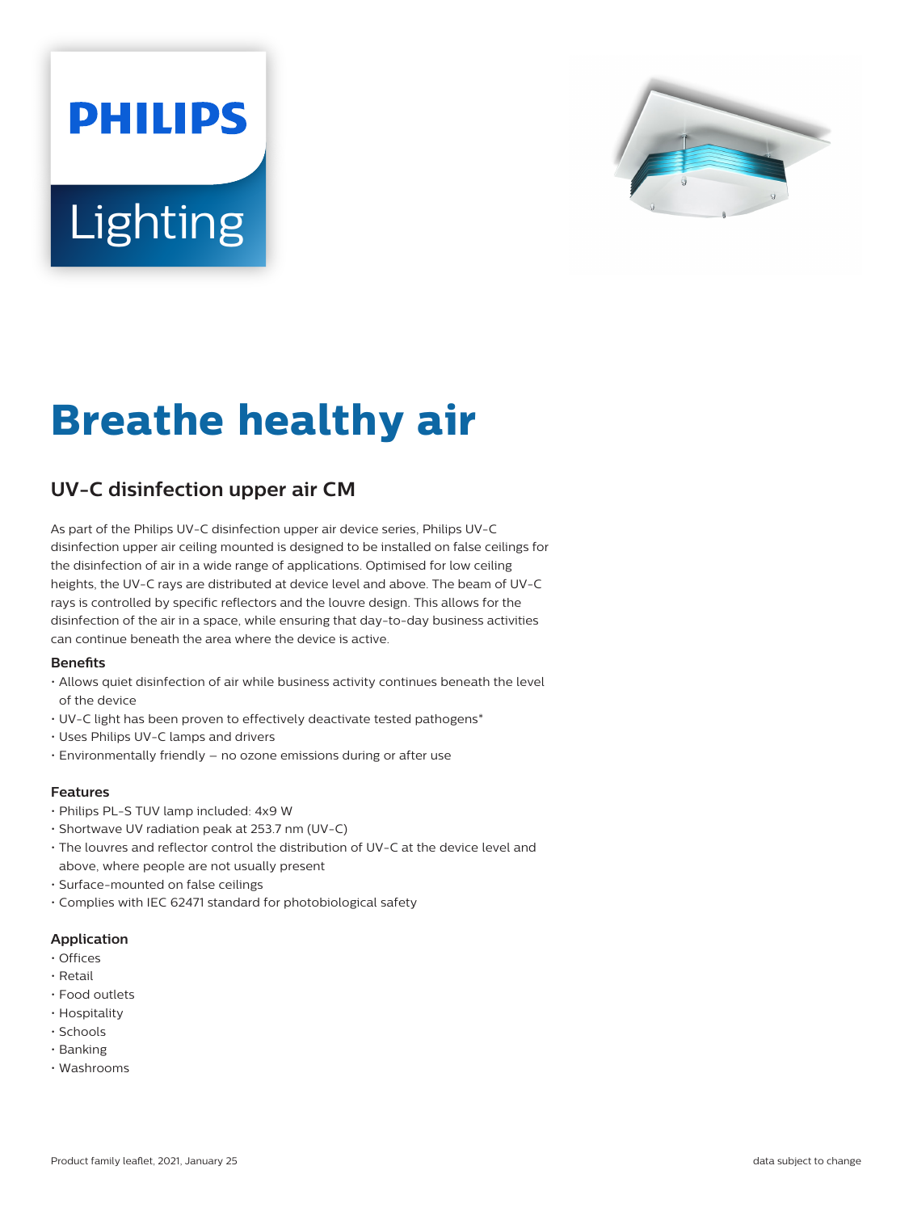PHILIPS

Lighting

# Breathe healthy air

## UV-C disinfection upper air CM

As part of the Philips UV-C disinfection upper air device series, Philips UV-C disinfection upper air ceiling mounted is designed to be installed on false ceilings for the disinfection of air in a wide range of applications. Optimised for low ceiling heights, the UV-C rays are distributed at device level and above. The beam of UV-C rays is controlled by specific reflectors and the louvre design. This allows for the disinfection of the air in a space, while ensuring that day-to-day business activities can continue beneath the area where the device is active.

### Benefits

- Allows quiet disinfection of air while business activity continues beneath the level of the device
- UV-C light has been proven to effectively deactivate tested pathogens*
- Uses Philips UV-C lamps and drivers
- Environmentally friendly – no ozone emissions during or after use

### Features

- Philips PL-S TUV lamp included: 4x9 W
- Shortwave UV radiation peak at 253.7 nm (UV-C)
- The louvres and reflector control the distribution of UV-C at the device level and above, where people are not usually present
- Surface-mounted on false ceilings
- Complies with IEC 62471 standard for photobiological safety

### Application

- Offices
- Retail
- Food outlets
- Hospitality
- Schools
- Banking
- Washrooms

Product family leaflet, 2021, January 25

data subject to change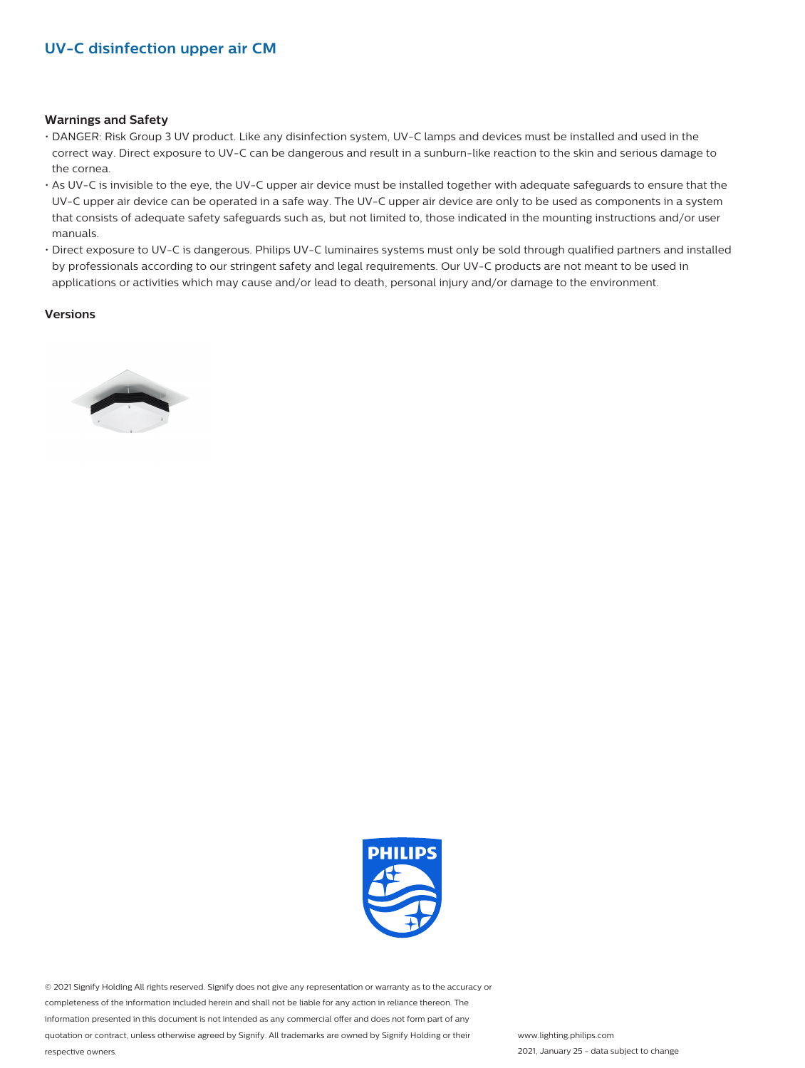## Warnings and Safety

- DANGER: Risk Group 3 UV product. Like any disinfection system, UV-C lamps and devices must be installed and used in the correct way. Direct exposure to UV-C can be dangerous and result in a sunburn-like reaction to the skin and serious damage to the cornea.
- As UV-C is invisible to the eye, the UV-C upper air device must be installed together with adequate safeguards to ensure that the UV-C upper air device can be operated in a safe way. The UV-C upper air device are only to be used as components in a system that consists of adequate safety safeguards such as, but not limited to, those indicated in the mounting instructions and/or user manuals.
- Direct exposure to UV-C is dangerous. Philips UV-C luminaires systems must only be sold through qualified partners and installed by professionals according to our stringent safety and legal requirements. Our UV-C products are not meant to be used in applications or activities which may cause and/or lead to death, personal injury and/or damage to the environment.

## Versions

© 2021 Signify Holding All rights reserved. Signify does not give any representation or warranty as to the accuracy or completeness of the information included herein and shall not be liable for any action in reliance thereon. The information presented in this document is not intended as any commercial offer and does not form part of any quotation or contract, unless otherwise agreed by Signify. All trademarks are owned by Signify Holding or their respective owners.

www.lighting.philips.com

2021, January 25 - data subject to change